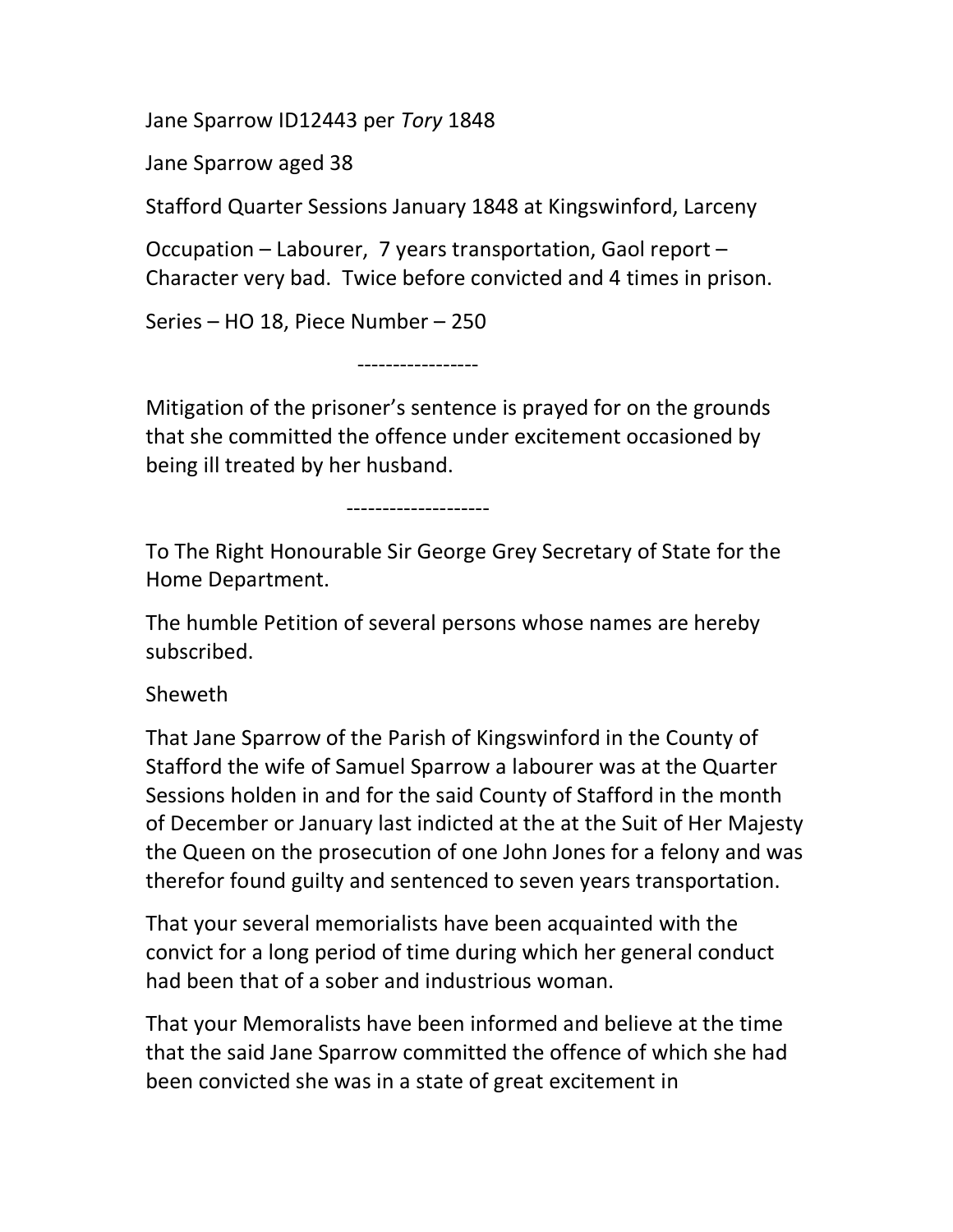Jane Sparrow ID12443 per *Tory* 1848

Jane Sparrow aged 38

Stafford Quarter Sessions January 1848 at Kingswinford, Larceny

Occupation – Labourer, 7 years transportation, Gaol report – Character very bad. Twice before convicted and 4 times in prison.

Series – HO 18, Piece Number – 250

-----------------

Mitigation of the prisoner's sentence is prayed for on the grounds that she committed the offence under excitement occasioned by being ill treated by her husband.

--------------------

To The Right Honourable Sir George Grey Secretary of State for the Home Department.

The humble Petition of several persons whose names are hereby subscribed.

Sheweth

That Jane Sparrow of the Parish of Kingswinford in the County of Stafford the wife of Samuel Sparrow a labourer was at the Quarter Sessions holden in and for the said County of Stafford in the month of December or January last indicted at the at the Suit of Her Majesty the Queen on the prosecution of one John Jones for a felony and was therefor found guilty and sentenced to seven years transportation.

That your several memorialists have been acquainted with the convict for a long period of time during which her general conduct had been that of a sober and industrious woman.

That your Memoralists have been informed and believe at the time that the said Jane Sparrow committed the offence of which she had been convicted she was in a state of great excitement in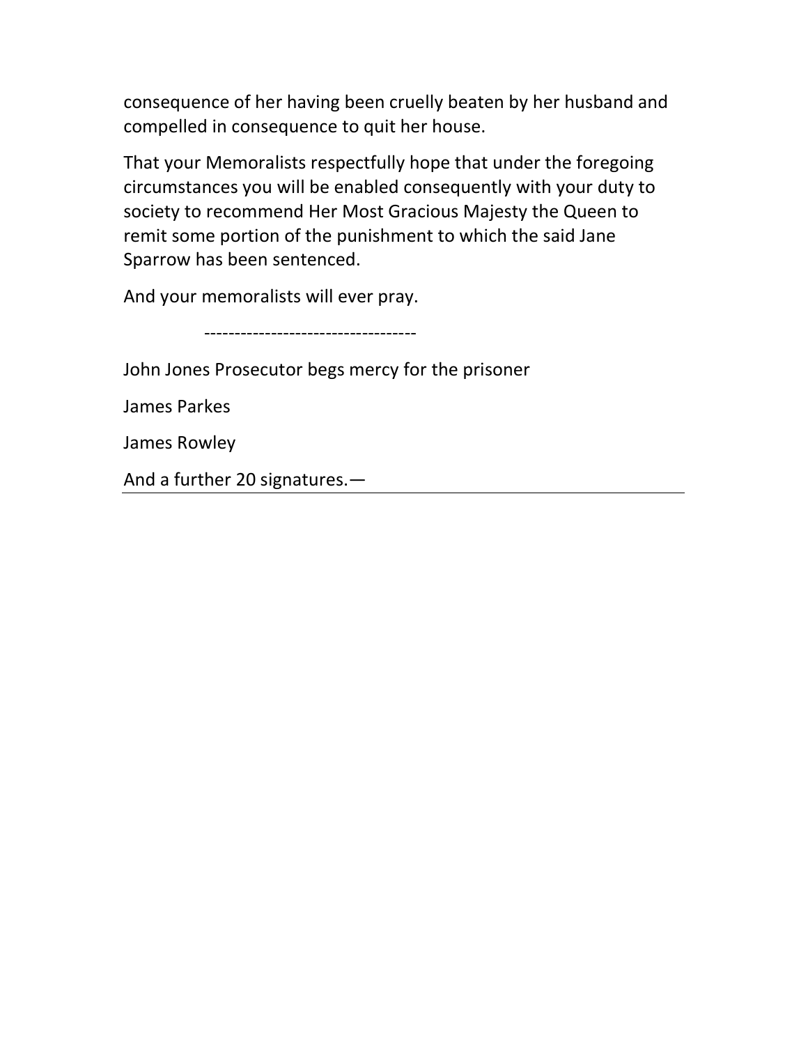consequence of her having been cruelly beaten by her husband and compelled in consequence to quit her house.

That your Memoralists respectfully hope that under the foregoing circumstances you will be enabled consequently with your duty to society to recommend Her Most Gracious Majesty the Queen to remit some portion of the punishment to which the said Jane Sparrow has been sentenced.

And your memoralists will ever pray.

-----------------------------------

John Jones Prosecutor begs mercy for the prisoner

James Parkes

James Rowley

And a further 20 signatures.—